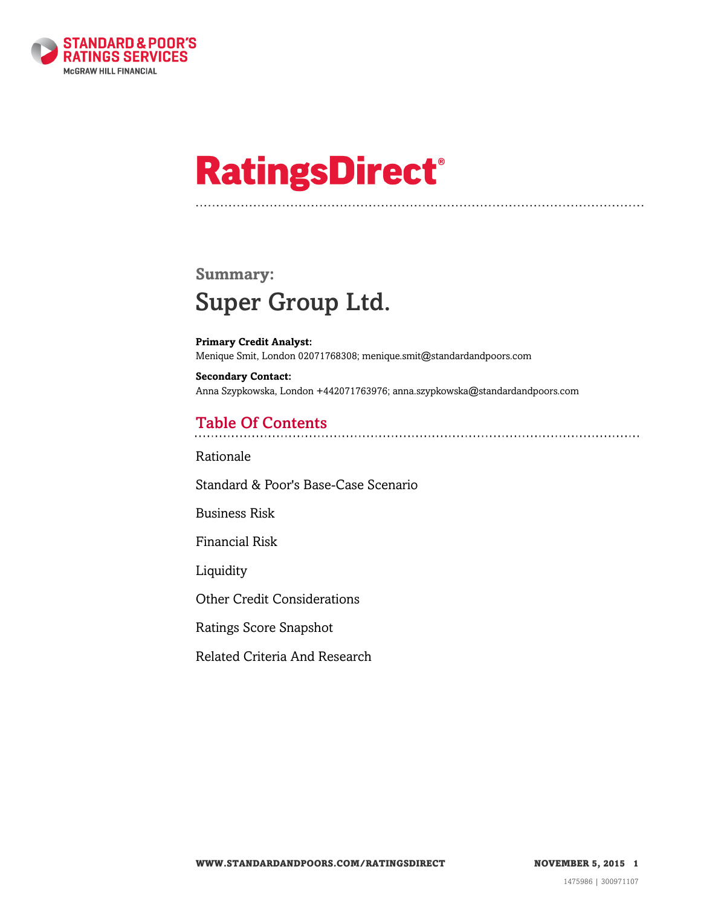STANDARD & POOR'S RATINGS SERVICES
McGRAW HILL FINANCIAL

# RatingsDirect®

## Summary:
# Super Group Ltd.

**Primary Credit Analyst:**
Menique Smit, London 02071768308; menique.smit@standardandpoors.com

**Secondary Contact:**
Anna Szypkowska, London +442071763976; anna.szypkowska@standardandpoors.com

## Table Of Contents

Rationale

Standard & Poor's Base-Case Scenario

Business Risk

Financial Risk

Liquidity

Other Credit Considerations

Ratings Score Snapshot

Related Criteria And Research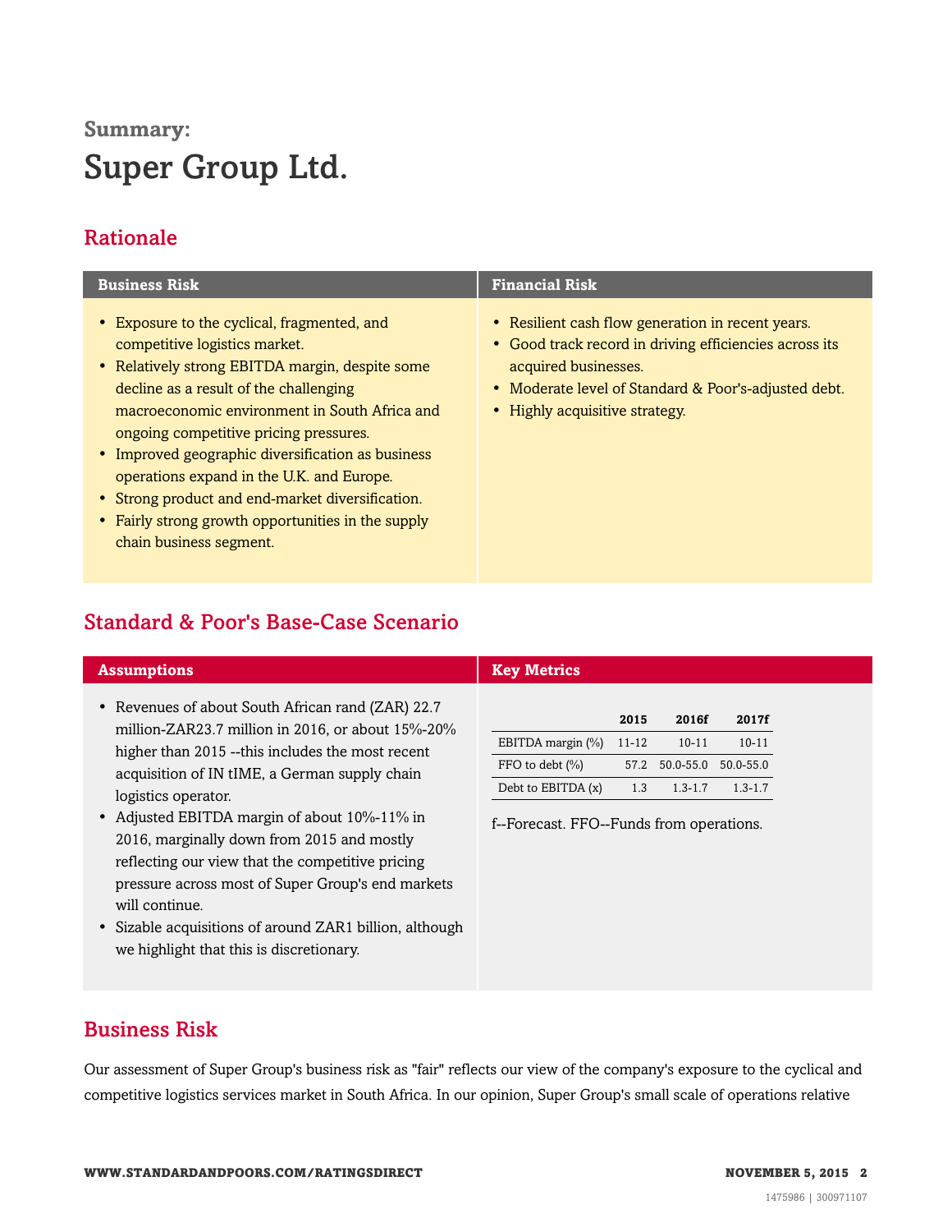# Summary:

# Super Group Ltd.

## Rationale

| Business Risk | Financial Risk |
| --- | --- |
| • Exposure to the cyclical, fragmented, and competitive logistics market.<br>• Relatively strong EBITDA margin, despite some decline as a result of the challenging macroeconomic environment in South Africa and ongoing competitive pricing pressures.<br>• Improved geographic diversification as business operations expand in the U.K. and Europe.<br>• Strong product and end-market diversification.<br>• Fairly strong growth opportunities in the supply chain business segment. | • Resilient cash flow generation in recent years.<br>• Good track record in driving efficiencies across its acquired businesses.<br>• Moderate level of Standard & Poor's-adjusted debt.<br>• Highly acquisitive strategy. |

## Standard & Poor's Base-Case Scenario

### Assumptions

- Revenues of about South African rand (ZAR) 22.7 million-ZAR23.7 million in 2016, or about 15%-20% higher than 2015 --this includes the most recent acquisition of IN tIME, a German supply chain logistics operator.
- Adjusted EBITDA margin of about 10%-11% in 2016, marginally down from 2015 and mostly reflecting our view that the competitive pricing pressure across most of Super Group's end markets will continue.
- Sizable acquisitions of around ZAR1 billion, although we highlight that this is discretionary.

### Key Metrics

| | 2015 | 2016f | 2017f |
| --- | --- | --- | --- |
| EBITDA margin (%) | 11-12 | 10-11 | 10-11 |
| FFO to debt (%) | 57.2 | 50.0-55.0 | 50.0-55.0 |
| Debt to EBITDA (x) | 1.3 | 1.3-1.7 | 1.3-1.7 |

f--Forecast. FFO--Funds from operations.

## Business Risk

Our assessment of Super Group's business risk as "fair" reflects our view of the company's exposure to the cyclical and competitive logistics services market in South Africa. In our opinion, Super Group's small scale of operations relative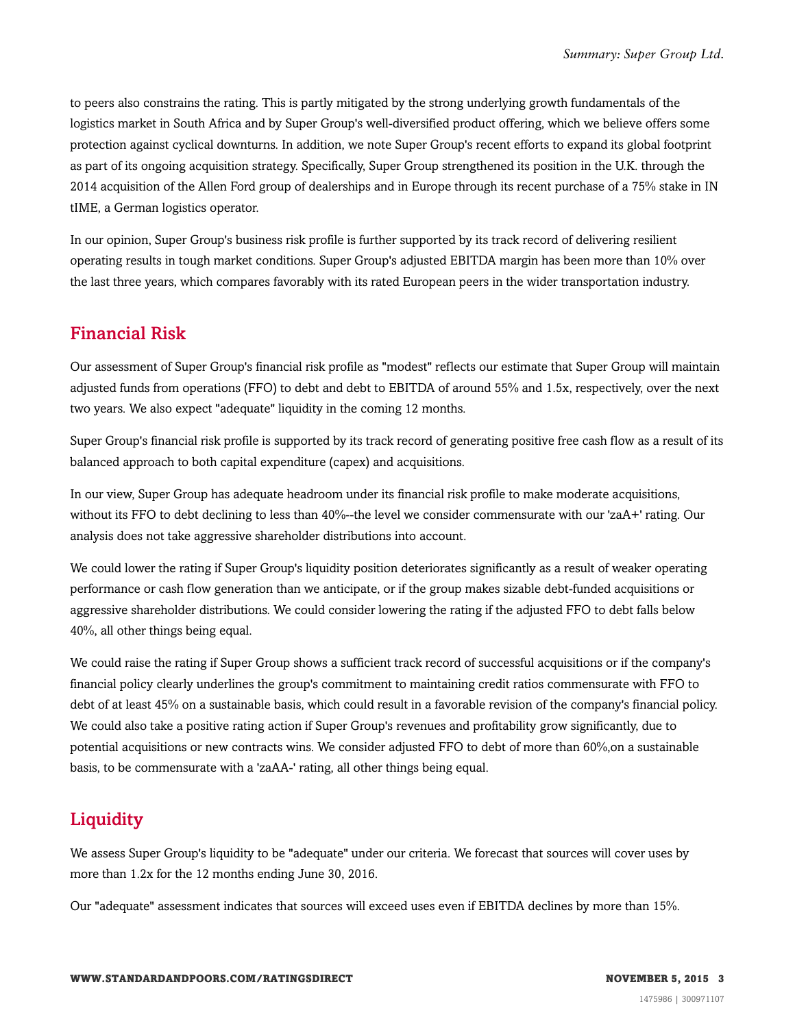to peers also constrains the rating. This is partly mitigated by the strong underlying growth fundamentals of the logistics market in South Africa and by Super Group's well-diversified product offering, which we believe offers some protection against cyclical downturns. In addition, we note Super Group's recent efforts to expand its global footprint as part of its ongoing acquisition strategy. Specifically, Super Group strengthened its position in the U.K. through the 2014 acquisition of the Allen Ford group of dealerships and in Europe through its recent purchase of a 75% stake in IN tIME, a German logistics operator.

In our opinion, Super Group's business risk profile is further supported by its track record of delivering resilient operating results in tough market conditions. Super Group's adjusted EBITDA margin has been more than 10% over the last three years, which compares favorably with its rated European peers in the wider transportation industry.

## Financial Risk

Our assessment of Super Group's financial risk profile as "modest" reflects our estimate that Super Group will maintain adjusted funds from operations (FFO) to debt and debt to EBITDA of around 55% and 1.5x, respectively, over the next two years. We also expect "adequate" liquidity in the coming 12 months.

Super Group's financial risk profile is supported by its track record of generating positive free cash flow as a result of its balanced approach to both capital expenditure (capex) and acquisitions.

In our view, Super Group has adequate headroom under its financial risk profile to make moderate acquisitions, without its FFO to debt declining to less than 40%--the level we consider commensurate with our 'zaA+' rating. Our analysis does not take aggressive shareholder distributions into account.

We could lower the rating if Super Group's liquidity position deteriorates significantly as a result of weaker operating performance or cash flow generation than we anticipate, or if the group makes sizable debt-funded acquisitions or aggressive shareholder distributions. We could consider lowering the rating if the adjusted FFO to debt falls below 40%, all other things being equal.

We could raise the rating if Super Group shows a sufficient track record of successful acquisitions or if the company's financial policy clearly underlines the group's commitment to maintaining credit ratios commensurate with FFO to debt of at least 45% on a sustainable basis, which could result in a favorable revision of the company's financial policy. We could also take a positive rating action if Super Group's revenues and profitability grow significantly, due to potential acquisitions or new contracts wins. We consider adjusted FFO to debt of more than 60%,on a sustainable basis, to be commensurate with a 'zaAA-' rating, all other things being equal.

## Liquidity

We assess Super Group's liquidity to be "adequate" under our criteria. We forecast that sources will cover uses by more than 1.2x for the 12 months ending June 30, 2016.

Our "adequate" assessment indicates that sources will exceed uses even if EBITDA declines by more than 15%.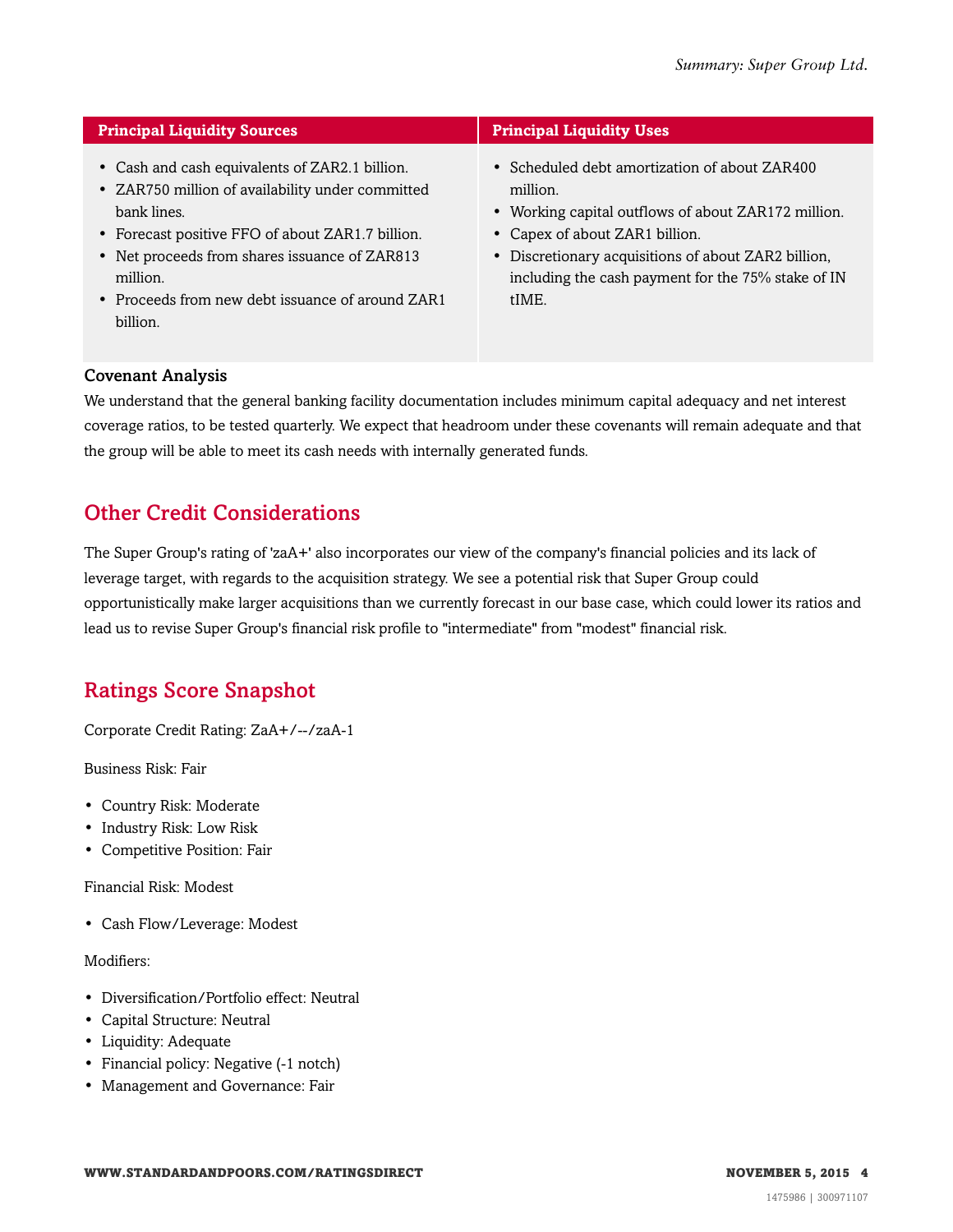| Principal Liquidity Sources | Principal Liquidity Uses |
| --- | --- |
| • Cash and cash equivalents of ZAR2.1 billion.<br>• ZAR750 million of availability under committed bank lines.<br>• Forecast positive FFO of about ZAR1.7 billion.<br>• Net proceeds from shares issuance of ZAR813 million.<br>• Proceeds from new debt issuance of around ZAR1 billion. | • Scheduled debt amortization of about ZAR400 million.<br>• Working capital outflows of about ZAR172 million.<br>• Capex of about ZAR1 billion.<br>• Discretionary acquisitions of about ZAR2 billion, including the cash payment for the 75% stake of IN tIME. |

### Covenant Analysis

We understand that the general banking facility documentation includes minimum capital adequacy and net interest coverage ratios, to be tested quarterly. We expect that headroom under these covenants will remain adequate and that the group will be able to meet its cash needs with internally generated funds.

## Other Credit Considerations

The Super Group's rating of 'zaA+' also incorporates our view of the company's financial policies and its lack of leverage target, with regards to the acquisition strategy. We see a potential risk that Super Group could opportunistically make larger acquisitions than we currently forecast in our base case, which could lower its ratios and lead us to revise Super Group's financial risk profile to "intermediate" from "modest" financial risk.

## Ratings Score Snapshot

Corporate Credit Rating: ZaA+/--/zaA-1

Business Risk: Fair

- Country Risk: Moderate
- Industry Risk: Low Risk
- Competitive Position: Fair

Financial Risk: Modest

- Cash Flow/Leverage: Modest

Modifiers:

- Diversification/Portfolio effect: Neutral
- Capital Structure: Neutral
- Liquidity: Adequate
- Financial policy: Negative (-1 notch)
- Management and Governance: Fair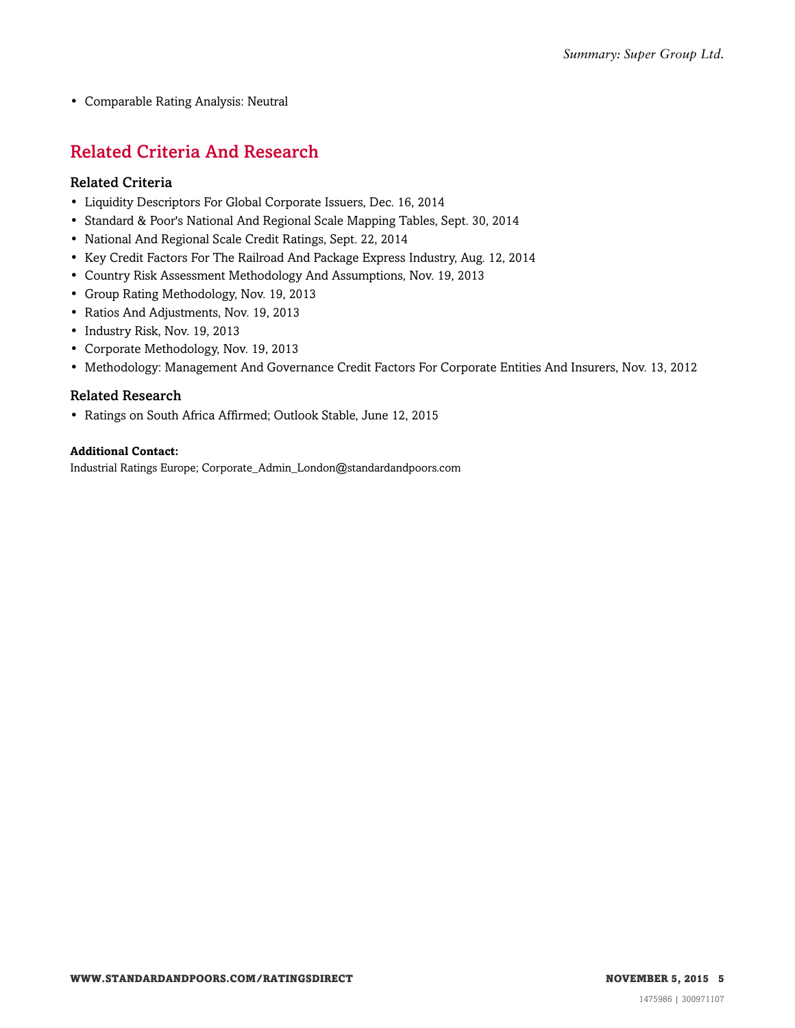- Comparable Rating Analysis: Neutral

## Related Criteria And Research

### Related Criteria

- Liquidity Descriptors For Global Corporate Issuers, Dec. 16, 2014
- Standard & Poor's National And Regional Scale Mapping Tables, Sept. 30, 2014
- National And Regional Scale Credit Ratings, Sept. 22, 2014
- Key Credit Factors For The Railroad And Package Express Industry, Aug. 12, 2014
- Country Risk Assessment Methodology And Assumptions, Nov. 19, 2013
- Group Rating Methodology, Nov. 19, 2013
- Ratios And Adjustments, Nov. 19, 2013
- Industry Risk, Nov. 19, 2013
- Corporate Methodology, Nov. 19, 2013
- Methodology: Management And Governance Credit Factors For Corporate Entities And Insurers, Nov. 13, 2012

### Related Research

- Ratings on South Africa Affirmed; Outlook Stable, June 12, 2015

**Additional Contact:**

Industrial Ratings Europe; Corporate_Admin_London@standardandpoors.com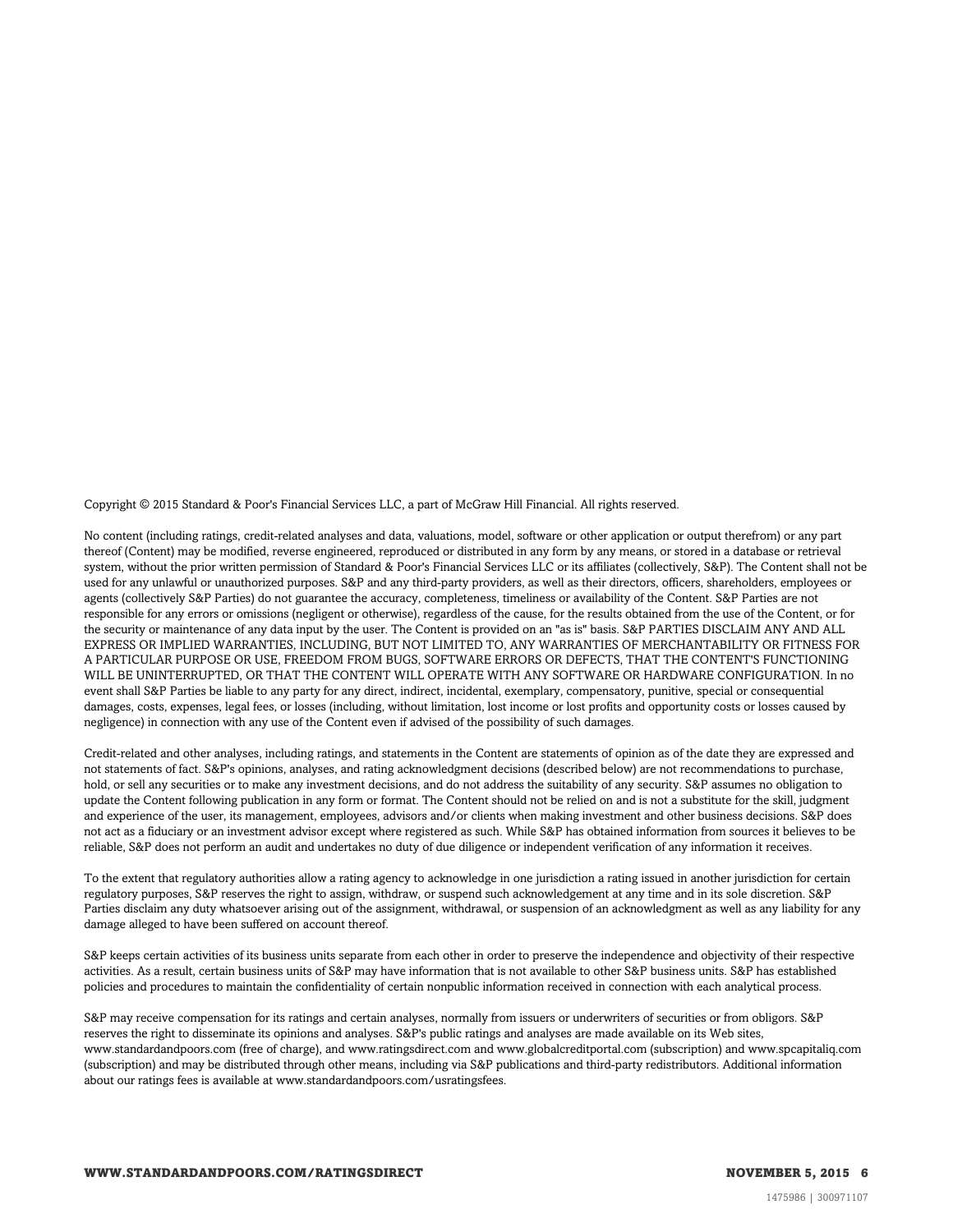Copyright © 2015 Standard & Poor's Financial Services LLC, a part of McGraw Hill Financial. All rights reserved.

No content (including ratings, credit-related analyses and data, valuations, model, software or other application or output therefrom) or any part thereof (Content) may be modified, reverse engineered, reproduced or distributed in any form by any means, or stored in a database or retrieval system, without the prior written permission of Standard & Poor's Financial Services LLC or its affiliates (collectively, S&P). The Content shall not be used for any unlawful or unauthorized purposes. S&P and any third-party providers, as well as their directors, officers, shareholders, employees or agents (collectively S&P Parties) do not guarantee the accuracy, completeness, timeliness or availability of the Content. S&P Parties are not responsible for any errors or omissions (negligent or otherwise), regardless of the cause, for the results obtained from the use of the Content, or for the security or maintenance of any data input by the user. The Content is provided on an "as is" basis. S&P PARTIES DISCLAIM ANY AND ALL EXPRESS OR IMPLIED WARRANTIES, INCLUDING, BUT NOT LIMITED TO, ANY WARRANTIES OF MERCHANTABILITY OR FITNESS FOR A PARTICULAR PURPOSE OR USE, FREEDOM FROM BUGS, SOFTWARE ERRORS OR DEFECTS, THAT THE CONTENT'S FUNCTIONING WILL BE UNINTERRUPTED, OR THAT THE CONTENT WILL OPERATE WITH ANY SOFTWARE OR HARDWARE CONFIGURATION. In no event shall S&P Parties be liable to any party for any direct, indirect, incidental, exemplary, compensatory, punitive, special or consequential damages, costs, expenses, legal fees, or losses (including, without limitation, lost income or lost profits and opportunity costs or losses caused by negligence) in connection with any use of the Content even if advised of the possibility of such damages.

Credit-related and other analyses, including ratings, and statements in the Content are statements of opinion as of the date they are expressed and not statements of fact. S&P's opinions, analyses, and rating acknowledgment decisions (described below) are not recommendations to purchase, hold, or sell any securities or to make any investment decisions, and do not address the suitability of any security. S&P assumes no obligation to update the Content following publication in any form or format. The Content should not be relied on and is not a substitute for the skill, judgment and experience of the user, its management, employees, advisors and/or clients when making investment and other business decisions. S&P does not act as a fiduciary or an investment advisor except where registered as such. While S&P has obtained information from sources it believes to be reliable, S&P does not perform an audit and undertakes no duty of due diligence or independent verification of any information it receives.

To the extent that regulatory authorities allow a rating agency to acknowledge in one jurisdiction a rating issued in another jurisdiction for certain regulatory purposes, S&P reserves the right to assign, withdraw, or suspend such acknowledgement at any time and in its sole discretion. S&P Parties disclaim any duty whatsoever arising out of the assignment, withdrawal, or suspension of an acknowledgment as well as any liability for any damage alleged to have been suffered on account thereof.

S&P keeps certain activities of its business units separate from each other in order to preserve the independence and objectivity of their respective activities. As a result, certain business units of S&P may have information that is not available to other S&P business units. S&P has established policies and procedures to maintain the confidentiality of certain nonpublic information received in connection with each analytical process.

S&P may receive compensation for its ratings and certain analyses, normally from issuers or underwriters of securities or from obligors. S&P reserves the right to disseminate its opinions and analyses. S&P's public ratings and analyses are made available on its Web sites, www.standardandpoors.com (free of charge), and www.ratingsdirect.com and www.globalcreditportal.com (subscription) and www.spcapitaliq.com (subscription) and may be distributed through other means, including via S&P publications and third-party redistributors. Additional information about our ratings fees is available at www.standardandpoors.com/usratingsfees.